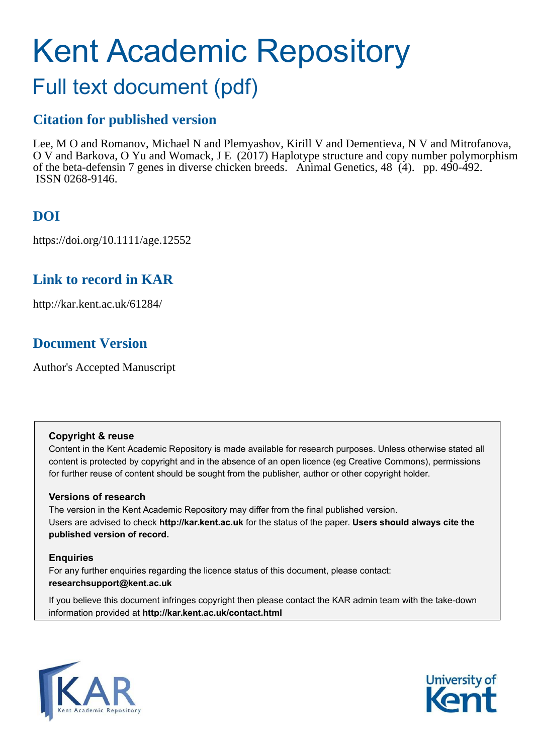# Kent Academic Repository

## Full text document (pdf)

### Citation for published version

Lee, M O and Romanov, Michael N and Plemyashov, Kirill V and Dementieva, N V and Mitrofanova, O V and Barkova, O Yu and Womack, J E (2017) Haplotype structure and copy number polymorphism of the beta-defensin 7 genes in diverse chicken breeds. Animal Genetics, 48 (4). pp. 490-492. ISSN 0268-9146.

### DOI

https://doi.org/10.1111/age.12552

### Link to record in KAR

http://kar.kent.ac.uk/61284/

### Document Version

Author's Accepted Manuscript

**Copyright & reuse**

Content in the Kent Academic Repository is made available for research purposes. Unless otherwise stated all content is protected by copyright and in the absence of an open licence (eg Creative Commons), permissions for further reuse of content should be sought from the publisher, author or other copyright holder.

**Versions of research**

The version in the Kent Academic Repository may differ from the final published version.
Users are advised to check **http://kar.kent.ac.uk** for the status of the paper. **Users should always cite the published version of record.**

**Enquiries**

For any further enquiries regarding the licence status of this document, please contact:
**researchsupport@kent.ac.uk**

If you believe this document infringes copyright then please contact the KAR admin team with the take-down information provided at **http://kar.kent.ac.uk/contact.html**

KAR Kent Academic Repository

University of Kent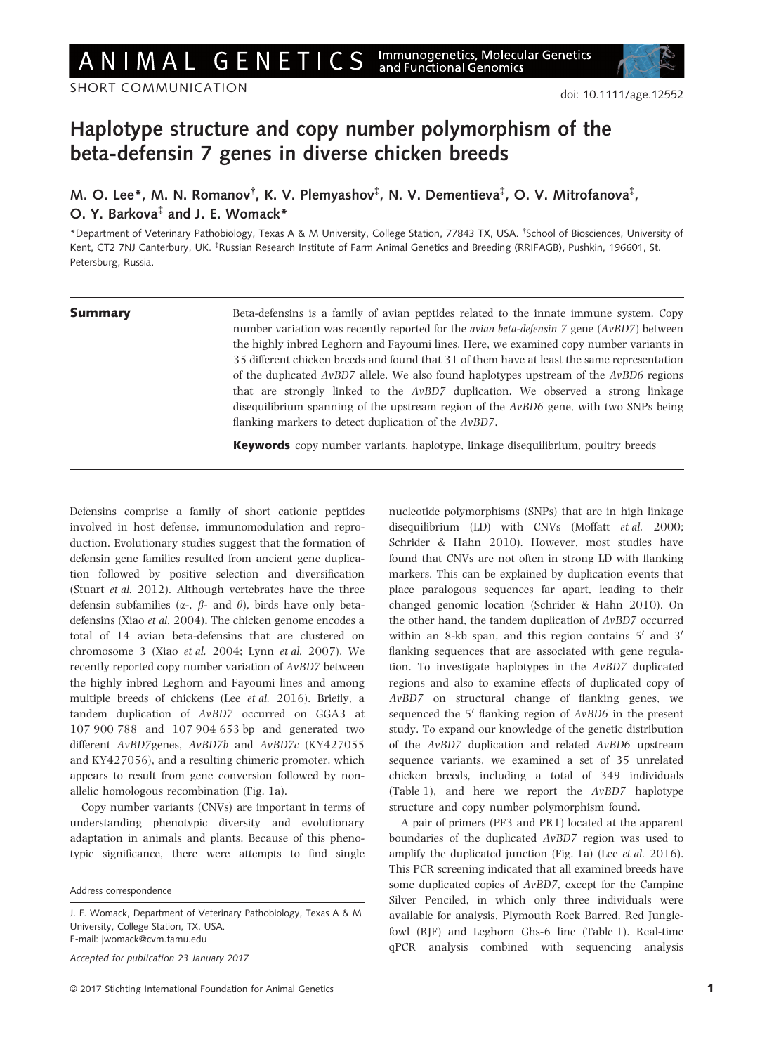SHORT COMMUNICATION

doi: 10.1111/age.12552

# Haplotype structure and copy number polymorphism of the beta-defensin 7 genes in diverse chicken breeds

M. O. Lee*, M. N. Romanov[†], K. V. Plemyashov[‡], N. V. Dementieva[‡], O. V. Mitrofanova[‡], O. Y. Barkova[‡] and J. E. Womack*

*Department of Veterinary Pathobiology, Texas A & M University, College Station, 77843 TX, USA. [†]School of Biosciences, University of Kent, CT2 7NJ Canterbury, UK. [‡]Russian Research Institute of Farm Animal Genetics and Breeding (RRIFAGB), Pushkin, 196601, St. Petersburg, Russia.

**Summary**

Beta-defensins is a family of avian peptides related to the innate immune system. Copy number variation was recently reported for the *avian beta-defensin 7* gene (*AvBD7*) between the highly inbred Leghorn and Fayoumi lines. Here, we examined copy number variants in 35 different chicken breeds and found that 31 of them have at least the same representation of the duplicated *AvBD7* allele. We also found haplotypes upstream of the *AvBD6* regions that are strongly linked to the *AvBD7* duplication. We observed a strong linkage disequilibrium spanning of the upstream region of the *AvBD6* gene, with two SNPs being flanking markers to detect duplication of the *AvBD7*.

**Keywords** copy number variants, haplotype, linkage disequilibrium, poultry breeds

Defensins comprise a family of short cationic peptides involved in host defense, immunomodulation and reproduction. Evolutionary studies suggest that the formation of defensin gene families resulted from ancient gene duplication followed by positive selection and diversification (Stuart *et al.* 2012). Although vertebrates have the three defensin subfamilies (α-, β- and θ), birds have only beta-defensins (Xiao *et al.* 2004). The chicken genome encodes a total of 14 avian beta-defensins that are clustered on chromosome 3 (Xiao *et al.* 2004; Lynn *et al.* 2007). We recently reported copy number variation of *AvBD7* between the highly inbred Leghorn and Fayoumi lines and among multiple breeds of chickens (Lee *et al.* 2016). Briefly, a tandem duplication of *AvBD7* occurred on GGA3 at 107 900 788 and 107 904 653 bp and generated two different *AvBD7*genes, *AvBD7b* and *AvBD7c* (KY427055 and KY427056), and a resulting chimeric promoter, which appears to result from gene conversion followed by non-allelic homologous recombination (Fig. 1a).

Copy number variants (CNVs) are important in terms of understanding phenotypic diversity and evolutionary adaptation in animals and plants. Because of this phenotypic significance, there were attempts to find single nucleotide polymorphisms (SNPs) that are in high linkage disequilibrium (LD) with CNVs (Moffatt *et al.* 2000; Schrider & Hahn 2010). However, most studies have found that CNVs are not often in strong LD with flanking markers. This can be explained by duplication events that place paralogous sequences far apart, leading to their changed genomic location (Schrider & Hahn 2010). On the other hand, the tandem duplication of *AvBD7* occurred within an 8-kb span, and this region contains 5′ and 3′ flanking sequences that are associated with gene regulation. To investigate haplotypes in the *AvBD7* duplicated regions and also to examine effects of duplicated copy of *AvBD7* on structural change of flanking genes, we sequenced the 5′ flanking region of *AvBD6* in the present study. To expand our knowledge of the genetic distribution of the *AvBD7* duplication and related *AvBD6* upstream sequence variants, we examined a set of 35 unrelated chicken breeds, including a total of 349 individuals (Table 1), and here we report the *AvBD7* haplotype structure and copy number polymorphism found.

A pair of primers (PF3 and PR1) located at the apparent boundaries of the duplicated *AvBD7* region was used to amplify the duplicated junction (Fig. 1a) (Lee *et al.* 2016). This PCR screening indicated that all examined breeds have some duplicated copies of *AvBD7*, except for the Campine Silver Penciled, in which only three individuals were available for analysis, Plymouth Rock Barred, Red Junglefowl (RJF) and Leghorn Ghs-6 line (Table 1). Real-time qPCR analysis combined with sequencing analysis

Address correspondence

J. E. Womack, Department of Veterinary Pathobiology, Texas A & M University, College Station, TX, USA.
E-mail: jwomack@cvm.tamu.edu

Accepted for publication 23 January 2017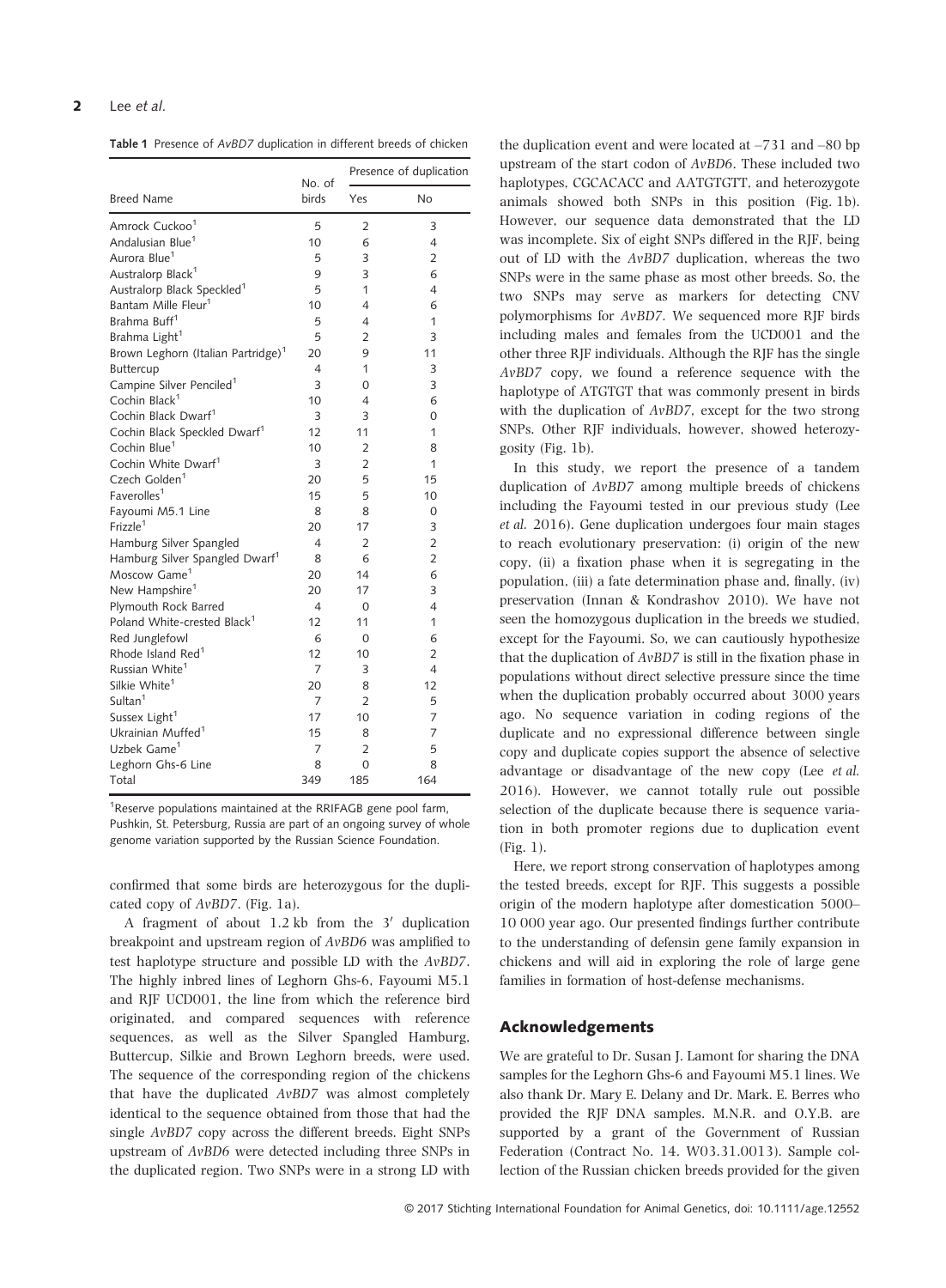**Table 1** Presence of *AvBD7* duplication in different breeds of chicken

| Breed Name | No. of birds | Presence of duplication | |
|---|---|---|---|
| | | Yes | No |
| Amrock Cuckoo[1] | 5 | 2 | 3 |
| Andalusian Blue[1] | 10 | 6 | 4 |
| Aurora Blue[1] | 5 | 3 | 2 |
| Australorp Black[1] | 9 | 3 | 6 |
| Australorp Black Speckled[1] | 5 | 1 | 4 |
| Bantam Mille Fleur[1] | 10 | 4 | 6 |
| Brahma Buff[1] | 5 | 4 | 1 |
| Brahma Light[1] | 5 | 2 | 3 |
| Brown Leghorn (Italian Partridge)[1] | 20 | 9 | 11 |
| Buttercup | 4 | 1 | 3 |
| Campine Silver Penciled[1] | 3 | 0 | 3 |
| Cochin Black[1] | 10 | 4 | 6 |
| Cochin Black Dwarf[1] | 3 | 3 | 0 |
| Cochin Black Speckled Dwarf[1] | 12 | 11 | 1 |
| Cochin Blue[1] | 10 | 2 | 8 |
| Cochin White Dwarf[1] | 3 | 2 | 1 |
| Czech Golden[1] | 20 | 5 | 15 |
| Faverolles[1] | 15 | 5 | 10 |
| Fayoumi M5.1 Line | 8 | 8 | 0 |
| Frizzle[1] | 20 | 17 | 3 |
| Hamburg Silver Spangled | 4 | 2 | 2 |
| Hamburg Silver Spangled Dwarf[1] | 8 | 6 | 2 |
| Moscow Game[1] | 20 | 14 | 6 |
| New Hampshire[1] | 20 | 17 | 3 |
| Plymouth Rock Barred | 4 | 0 | 4 |
| Poland White-crested Black[1] | 12 | 11 | 1 |
| Red Junglefowl | 6 | 0 | 6 |
| Rhode Island Red[1] | 12 | 10 | 2 |
| Russian White[1] | 7 | 3 | 4 |
| Silkie White[1] | 20 | 8 | 12 |
| Sultan[1] | 7 | 2 | 5 |
| Sussex Light[1] | 17 | 10 | 7 |
| Ukrainian Muffed[1] | 15 | 8 | 7 |
| Uzbek Game[1] | 7 | 2 | 5 |
| Leghorn Ghs-6 Line | 8 | 0 | 8 |
| Total | 349 | 185 | 164 |

[1]Reserve populations maintained at the RRIFAGB gene pool farm, Pushkin, St. Petersburg, Russia are part of an ongoing survey of whole genome variation supported by the Russian Science Foundation.

confirmed that some birds are heterozygous for the duplicated copy of *AvBD7*. (Fig. 1a).

A fragment of about 1.2 kb from the 3′ duplication breakpoint and upstream region of *AvBD6* was amplified to test haplotype structure and possible LD with the *AvBD7*. The highly inbred lines of Leghorn Ghs-6, Fayoumi M5.1 and RJF UCD001, the line from which the reference bird originated, and compared sequences with reference sequences, as well as the Silver Spangled Hamburg, Buttercup, Silkie and Brown Leghorn breeds, were used. The sequence of the corresponding region of the chickens that have the duplicated *AvBD7* was almost completely identical to the sequence obtained from those that had the single *AvBD7* copy across the different breeds. Eight SNPs upstream of *AvBD6* were detected including three SNPs in the duplicated region. Two SNPs were in a strong LD with the duplication event and were located at –731 and –80 bp upstream of the start codon of *AvBD6*. These included two haplotypes, CGCACACC and AATGTGTT, and heterozygote animals showed both SNPs in this position (Fig. 1b). However, our sequence data demonstrated that the LD was incomplete. Six of eight SNPs differed in the RJF, being out of LD with the *AvBD7* duplication, whereas the two SNPs were in the same phase as most other breeds. So, the two SNPs may serve as markers for detecting CNV polymorphisms for *AvBD7*. We sequenced more RJF birds including males and females from the UCD001 and the other three RJF individuals. Although the RJF has the single *AvBD7* copy, we found a reference sequence with the haplotype of ATGTGT that was commonly present in birds with the duplication of *AvBD7*, except for the two strong SNPs. Other RJF individuals, however, showed heterozygosity (Fig. 1b).

In this study, we report the presence of a tandem duplication of *AvBD7* among multiple breeds of chickens including the Fayoumi tested in our previous study (Lee *et al.* 2016). Gene duplication undergoes four main stages to reach evolutionary preservation: (i) origin of the new copy, (ii) a fixation phase when it is segregating in the population, (iii) a fate determination phase and, finally, (iv) preservation (Innan & Kondrashov 2010). We have not seen the homozygous duplication in the breeds we studied, except for the Fayoumi. So, we can cautiously hypothesize that the duplication of *AvBD7* is still in the fixation phase in populations without direct selective pressure since the time when the duplication probably occurred about 3000 years ago. No sequence variation in coding regions of the duplicate and no expressional difference between single copy and duplicate copies support the absence of selective advantage or disadvantage of the new copy (Lee *et al.* 2016). However, we cannot totally rule out possible selection of the duplicate because there is sequence variation in both promoter regions due to duplication event (Fig. 1).

Here, we report strong conservation of haplotypes among the tested breeds, except for RJF. This suggests a possible origin of the modern haplotype after domestication 5000–10 000 year ago. Our presented findings further contribute to the understanding of defensin gene family expansion in chickens and will aid in exploring the role of large gene families in formation of host-defense mechanisms.

## Acknowledgements

We are grateful to Dr. Susan J. Lamont for sharing the DNA samples for the Leghorn Ghs-6 and Fayoumi M5.1 lines. We also thank Dr. Mary E. Delany and Dr. Mark. E. Berres who provided the RJF DNA samples. M.N.R. and O.Y.B. are supported by a grant of the Government of Russian Federation (Contract No. 14. W03.31.0013). Sample collection of the Russian chicken breeds provided for the given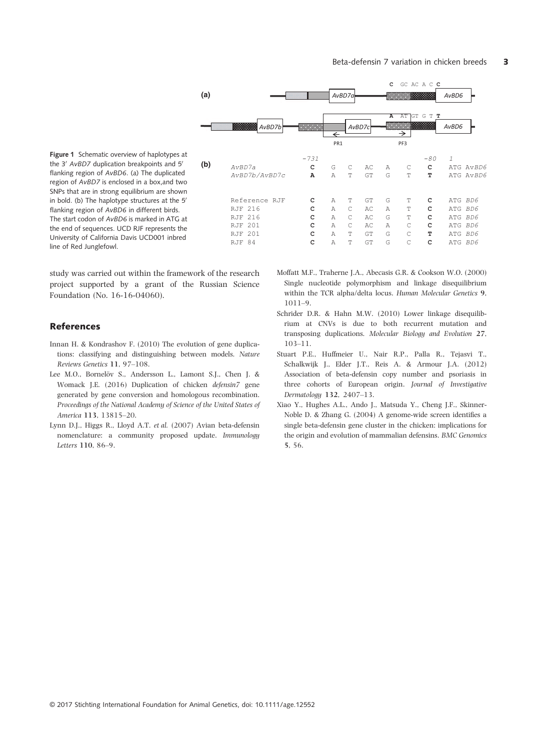(a)

C GC AC A C C

AvBD7a

AvBD6

A AT GT G T T

AvBD7b

AvBD7c

AvBD6

PR1

PF3

(b)

| | -731 | | | | | | -80 | 1 |
|---|---|---|---|---|---|---|---|---|
| *AvBD7a* | **C** | G | C | AC | A | C | **C** | ATG Av*BD6* |
| *AvBD7b/AvBD7c* | **A** | A | T | GT | G | T | **T** | ATG Av*BD6* |
| Reference RJF | **C** | A | T | GT | G | T | **C** | ATG *BD6* |
| RJF 216 | **C** | A | C | AC | A | T | **C** | ATG *BD6* |
| RJF 216 | **C** | A | C | AC | G | T | **C** | ATG *BD6* |
| RJF 201 | **C** | A | C | AC | A | C | **C** | ATG *BD6* |
| RJF 201 | **C** | A | T | GT | G | C | **T** | ATG *BD6* |
| RJF 84 | **C** | A | T | GT | G | C | **C** | ATG *BD6* |

**Figure 1** Schematic overview of haplotypes at the 3′ *AvBD7* duplication breakpoints and 5′ flanking region of *AvBD6*. (a) The duplicated region of *AvBD7* is enclosed in a box, and two SNPs that are in strong equilibrium are shown in bold. (b) The haplotype structures at the 5′ flanking region of *AvBD6* in different birds. The start codon of *AvBD6* is marked in ATG at the end of sequences. UCD RJF represents the University of California Davis UCD001 inbred line of Red Junglefowl.

study was carried out within the framework of the research project supported by a grant of the Russian Science Foundation (No. 16-16-04060).

## References

Innan H. & Kondrashov F. (2010) The evolution of gene duplications: classifying and distinguishing between models. *Nature Reviews Genetics* **11**, 97–108.

Lee M.O., Bornelöv S., Andersson L., Lamont S.J., Chen J. & Womack J.E. (2016) Duplication of chicken *defensin7* gene generated by gene conversion and homologous recombination. *Proceedings of the National Academy of Science of the United States of America* **113**, 13815–20.

Lynn D.J., Higgs R., Lloyd A.T. *et al.* (2007) Avian beta-defensin nomenclature: a community proposed update. *Immunology Letters* **110**, 86–9.

Moffatt M.F., Traherne J.A., Abecasis G.R. & Cookson W.O. (2000) Single nucleotide polymorphism and linkage disequilibrium within the TCR alpha/delta locus. *Human Molecular Genetics* **9**, 1011–9.

Schrider D.R. & Hahn M.W. (2010) Lower linkage disequilibrium at CNVs is due to both recurrent mutation and transposing duplications. *Molecular Biology and Evolution* **27**, 103–11.

Stuart P.E., Huffmeier U., Nair R.P., Palla R., Tejasvi T., Schalkwijk J., Elder J.T., Reis A. & Armour J.A. (2012) Association of beta-defensin copy number and psoriasis in three cohorts of European origin. *Journal of Investigative Dermatology* **132**, 2407–13.

Xiao Y., Hughes A.L., Ando J., Matsuda Y., Cheng J.F., Skinner-Noble D. & Zhang G. (2004) A genome-wide screen identifies a single beta-defensin gene cluster in the chicken: implications for the origin and evolution of mammalian defensins. *BMC Genomics* **5**, 56.